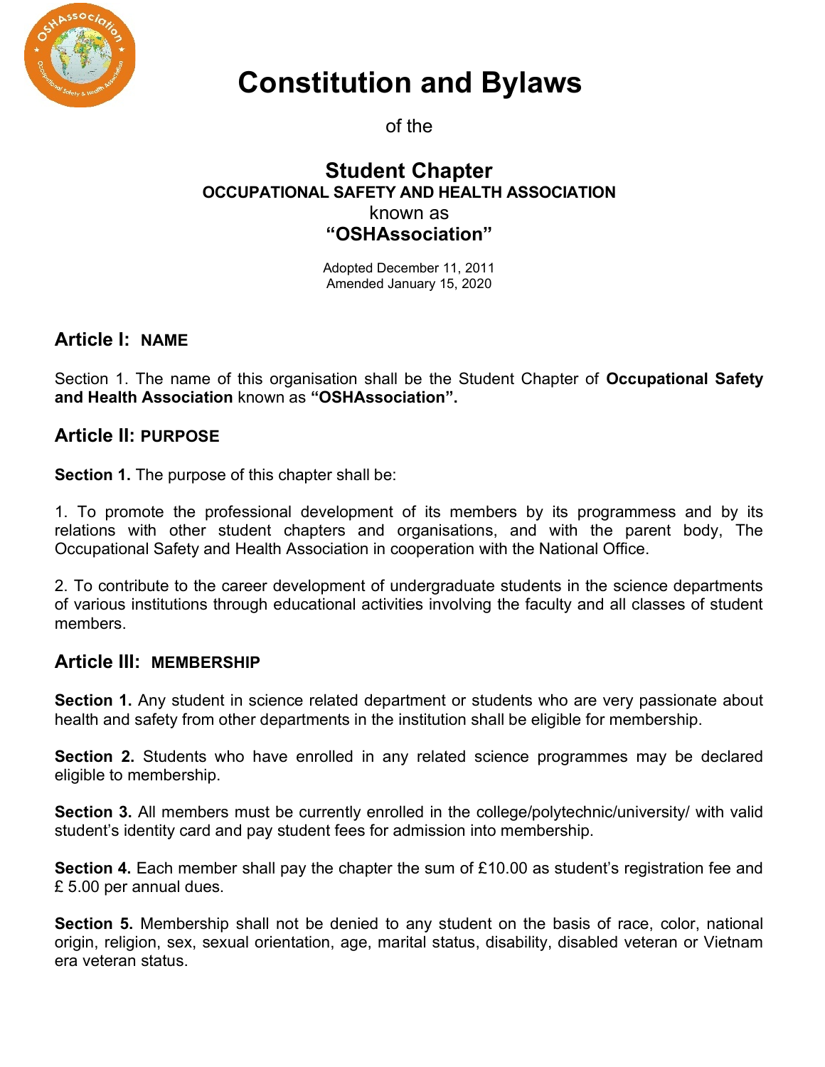# Constitution and Bylaws

of the

## Student Chapter
**OCCUPATIONAL SAFETY AND HEALTH ASSOCIATION**
known as
**"OSHAssociation"**

Adopted December 11, 2011
Amended January 15, 2020

## Article I: NAME

Section 1. The name of this organisation shall be the Student Chapter of **Occupational Safety and Health Association** known as **"OSHAssociation".**

## Article II: PURPOSE

**Section 1.** The purpose of this chapter shall be:

1. To promote the professional development of its members by its programmess and by its relations with other student chapters and organisations, and with the parent body, The Occupational Safety and Health Association in cooperation with the National Office.

2. To contribute to the career development of undergraduate students in the science departments of various institutions through educational activities involving the faculty and all classes of student members.

## Article III: MEMBERSHIP

**Section 1.** Any student in science related department or students who are very passionate about health and safety from other departments in the institution shall be eligible for membership.

**Section 2.** Students who have enrolled in any related science programmes may be declared eligible to membership.

**Section 3.** All members must be currently enrolled in the college/polytechnic/university/ with valid student's identity card and pay student fees for admission into membership.

**Section 4.** Each member shall pay the chapter the sum of £10.00 as student's registration fee and £ 5.00 per annual dues.

**Section 5.** Membership shall not be denied to any student on the basis of race, color, national origin, religion, sex, sexual orientation, age, marital status, disability, disabled veteran or Vietnam era veteran status.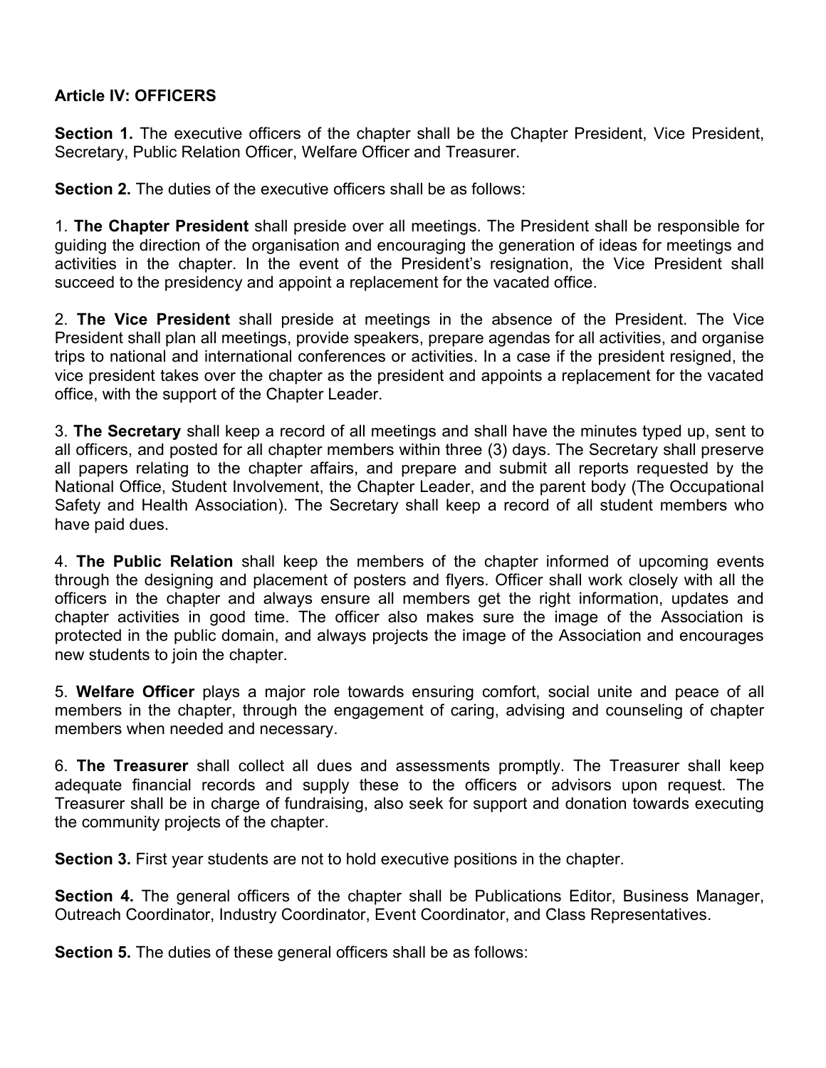**Article IV: OFFICERS**

**Section 1.** The executive officers of the chapter shall be the Chapter President, Vice President, Secretary, Public Relation Officer, Welfare Officer and Treasurer.

**Section 2.** The duties of the executive officers shall be as follows:

1. **The Chapter President** shall preside over all meetings. The President shall be responsible for guiding the direction of the organisation and encouraging the generation of ideas for meetings and activities in the chapter. In the event of the President's resignation, the Vice President shall succeed to the presidency and appoint a replacement for the vacated office.

2. **The Vice President** shall preside at meetings in the absence of the President. The Vice President shall plan all meetings, provide speakers, prepare agendas for all activities, and organise trips to national and international conferences or activities. In a case if the president resigned, the vice president takes over the chapter as the president and appoints a replacement for the vacated office, with the support of the Chapter Leader.

3. **The Secretary** shall keep a record of all meetings and shall have the minutes typed up, sent to all officers, and posted for all chapter members within three (3) days. The Secretary shall preserve all papers relating to the chapter affairs, and prepare and submit all reports requested by the National Office, Student Involvement, the Chapter Leader, and the parent body (The Occupational Safety and Health Association). The Secretary shall keep a record of all student members who have paid dues.

4. **The Public Relation** shall keep the members of the chapter informed of upcoming events through the designing and placement of posters and flyers. Officer shall work closely with all the officers in the chapter and always ensure all members get the right information, updates and chapter activities in good time. The officer also makes sure the image of the Association is protected in the public domain, and always projects the image of the Association and encourages new students to join the chapter.

5. **Welfare Officer** plays a major role towards ensuring comfort, social unite and peace of all members in the chapter, through the engagement of caring, advising and counseling of chapter members when needed and necessary.

6. **The Treasurer** shall collect all dues and assessments promptly. The Treasurer shall keep adequate financial records and supply these to the officers or advisors upon request. The Treasurer shall be in charge of fundraising, also seek for support and donation towards executing the community projects of the chapter.

**Section 3.** First year students are not to hold executive positions in the chapter.

**Section 4.** The general officers of the chapter shall be Publications Editor, Business Manager, Outreach Coordinator, Industry Coordinator, Event Coordinator, and Class Representatives.

**Section 5.** The duties of these general officers shall be as follows: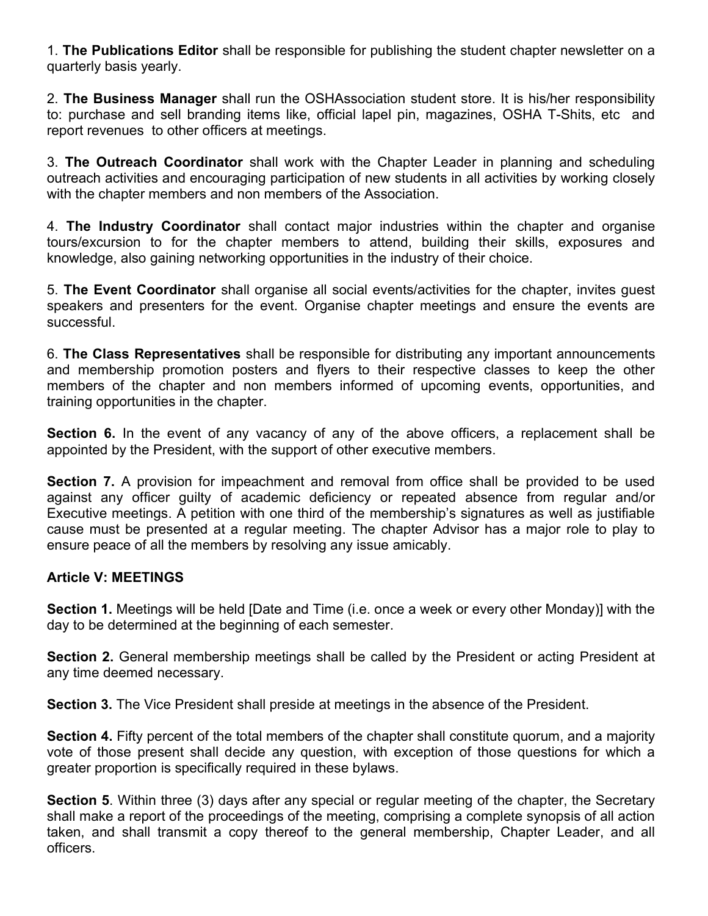1. **The Publications Editor** shall be responsible for publishing the student chapter newsletter on a quarterly basis yearly.

2. **The Business Manager** shall run the OSHAssociation student store. It is his/her responsibility to: purchase and sell branding items like, official lapel pin, magazines, OSHA T-Shits, etc and report revenues to other officers at meetings.

3. **The Outreach Coordinator** shall work with the Chapter Leader in planning and scheduling outreach activities and encouraging participation of new students in all activities by working closely with the chapter members and non members of the Association.

4. **The Industry Coordinator** shall contact major industries within the chapter and organise tours/excursion to for the chapter members to attend, building their skills, exposures and knowledge, also gaining networking opportunities in the industry of their choice.

5. **The Event Coordinator** shall organise all social events/activities for the chapter, invites guest speakers and presenters for the event. Organise chapter meetings and ensure the events are successful.

6. **The Class Representatives** shall be responsible for distributing any important announcements and membership promotion posters and flyers to their respective classes to keep the other members of the chapter and non members informed of upcoming events, opportunities, and training opportunities in the chapter.

**Section 6.** In the event of any vacancy of any of the above officers, a replacement shall be appointed by the President, with the support of other executive members.

**Section 7.** A provision for impeachment and removal from office shall be provided to be used against any officer guilty of academic deficiency or repeated absence from regular and/or Executive meetings. A petition with one third of the membership's signatures as well as justifiable cause must be presented at a regular meeting. The chapter Advisor has a major role to play to ensure peace of all the members by resolving any issue amicably.

### Article V: MEETINGS

**Section 1.** Meetings will be held [Date and Time (i.e. once a week or every other Monday)] with the day to be determined at the beginning of each semester.

**Section 2.** General membership meetings shall be called by the President or acting President at any time deemed necessary.

**Section 3.** The Vice President shall preside at meetings in the absence of the President.

**Section 4.** Fifty percent of the total members of the chapter shall constitute quorum, and a majority vote of those present shall decide any question, with exception of those questions for which a greater proportion is specifically required in these bylaws.

**Section 5**. Within three (3) days after any special or regular meeting of the chapter, the Secretary shall make a report of the proceedings of the meeting, comprising a complete synopsis of all action taken, and shall transmit a copy thereof to the general membership, Chapter Leader, and all officers.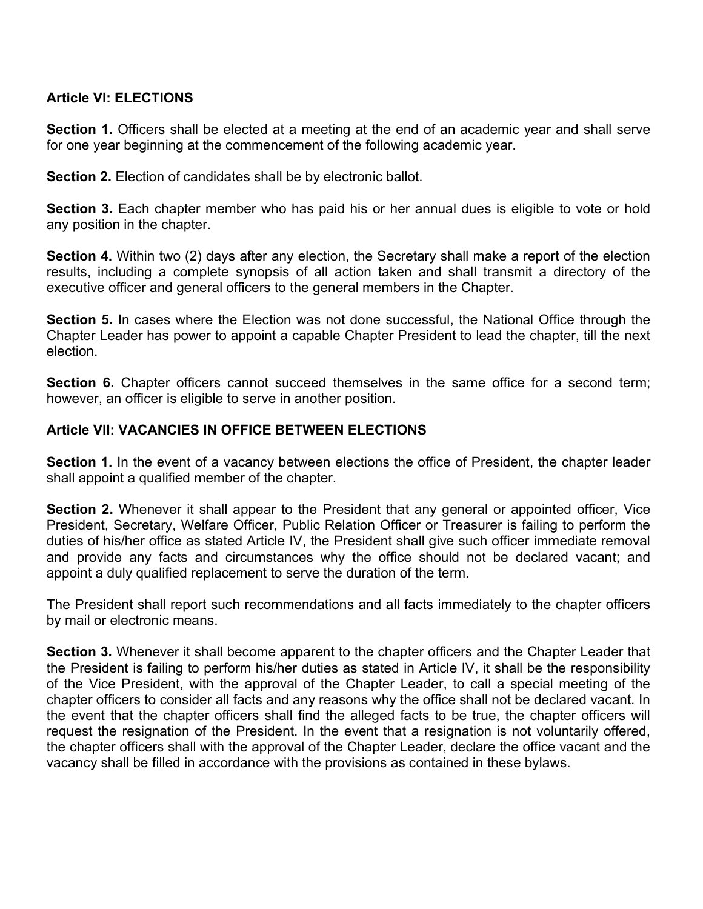**Article VI: ELECTIONS**

**Section 1.** Officers shall be elected at a meeting at the end of an academic year and shall serve for one year beginning at the commencement of the following academic year.

**Section 2.** Election of candidates shall be by electronic ballot.

**Section 3.** Each chapter member who has paid his or her annual dues is eligible to vote or hold any position in the chapter.

**Section 4.** Within two (2) days after any election, the Secretary shall make a report of the election results, including a complete synopsis of all action taken and shall transmit a directory of the executive officer and general officers to the general members in the Chapter.

**Section 5.** In cases where the Election was not done successful, the National Office through the Chapter Leader has power to appoint a capable Chapter President to lead the chapter, till the next election.

**Section 6.** Chapter officers cannot succeed themselves in the same office for a second term; however, an officer is eligible to serve in another position.

**Article VII: VACANCIES IN OFFICE BETWEEN ELECTIONS**

**Section 1.** In the event of a vacancy between elections the office of President, the chapter leader shall appoint a qualified member of the chapter.

**Section 2.** Whenever it shall appear to the President that any general or appointed officer, Vice President, Secretary, Welfare Officer, Public Relation Officer or Treasurer is failing to perform the duties of his/her office as stated Article IV, the President shall give such officer immediate removal and provide any facts and circumstances why the office should not be declared vacant; and appoint a duly qualified replacement to serve the duration of the term.

The President shall report such recommendations and all facts immediately to the chapter officers by mail or electronic means.

**Section 3.** Whenever it shall become apparent to the chapter officers and the Chapter Leader that the President is failing to perform his/her duties as stated in Article IV, it shall be the responsibility of the Vice President, with the approval of the Chapter Leader, to call a special meeting of the chapter officers to consider all facts and any reasons why the office shall not be declared vacant. In the event that the chapter officers shall find the alleged facts to be true, the chapter officers will request the resignation of the President. In the event that a resignation is not voluntarily offered, the chapter officers shall with the approval of the Chapter Leader, declare the office vacant and the vacancy shall be filled in accordance with the provisions as contained in these bylaws.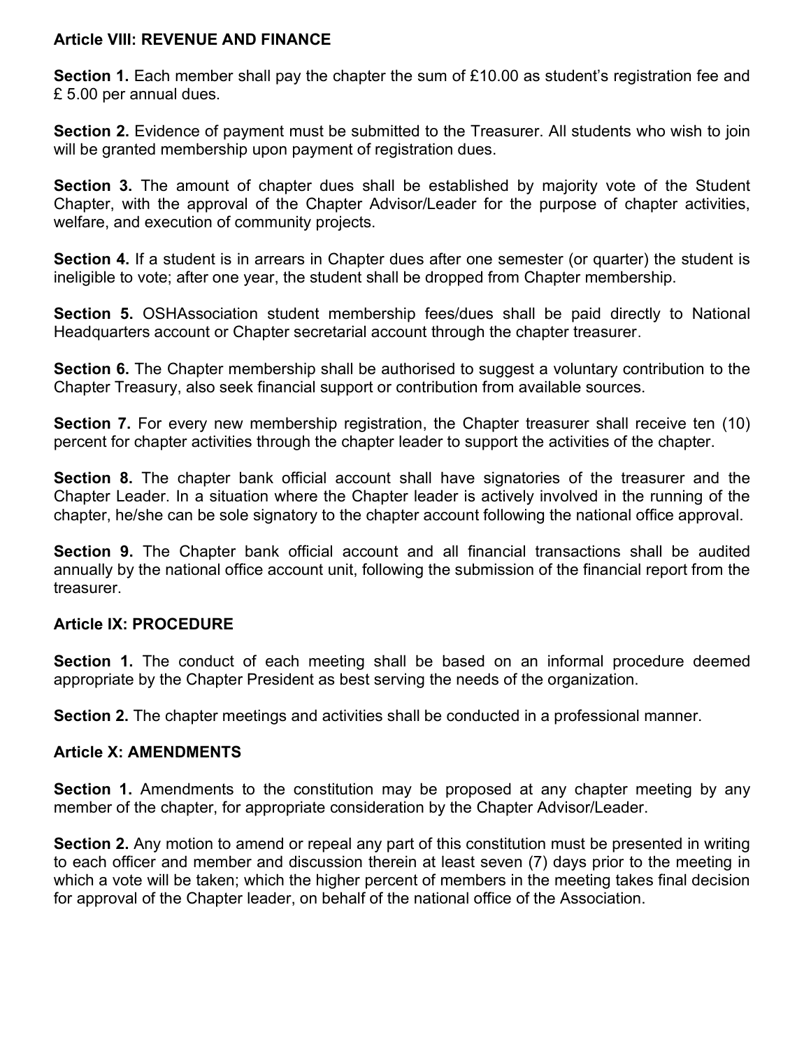### Article VIII: REVENUE AND FINANCE

**Section 1.** Each member shall pay the chapter the sum of £10.00 as student's registration fee and £ 5.00 per annual dues.

**Section 2.** Evidence of payment must be submitted to the Treasurer. All students who wish to join will be granted membership upon payment of registration dues.

**Section 3.** The amount of chapter dues shall be established by majority vote of the Student Chapter, with the approval of the Chapter Advisor/Leader for the purpose of chapter activities, welfare, and execution of community projects.

**Section 4.** If a student is in arrears in Chapter dues after one semester (or quarter) the student is ineligible to vote; after one year, the student shall be dropped from Chapter membership.

**Section 5.** OSHAssociation student membership fees/dues shall be paid directly to National Headquarters account or Chapter secretarial account through the chapter treasurer.

**Section 6.** The Chapter membership shall be authorised to suggest a voluntary contribution to the Chapter Treasury, also seek financial support or contribution from available sources.

**Section 7.** For every new membership registration, the Chapter treasurer shall receive ten (10) percent for chapter activities through the chapter leader to support the activities of the chapter.

**Section 8.** The chapter bank official account shall have signatories of the treasurer and the Chapter Leader. In a situation where the Chapter leader is actively involved in the running of the chapter, he/she can be sole signatory to the chapter account following the national office approval.

**Section 9.** The Chapter bank official account and all financial transactions shall be audited annually by the national office account unit, following the submission of the financial report from the treasurer.

### Article IX: PROCEDURE

**Section 1.** The conduct of each meeting shall be based on an informal procedure deemed appropriate by the Chapter President as best serving the needs of the organization.

**Section 2.** The chapter meetings and activities shall be conducted in a professional manner.

### Article X: AMENDMENTS

**Section 1.** Amendments to the constitution may be proposed at any chapter meeting by any member of the chapter, for appropriate consideration by the Chapter Advisor/Leader.

**Section 2.** Any motion to amend or repeal any part of this constitution must be presented in writing to each officer and member and discussion therein at least seven (7) days prior to the meeting in which a vote will be taken; which the higher percent of members in the meeting takes final decision for approval of the Chapter leader, on behalf of the national office of the Association.